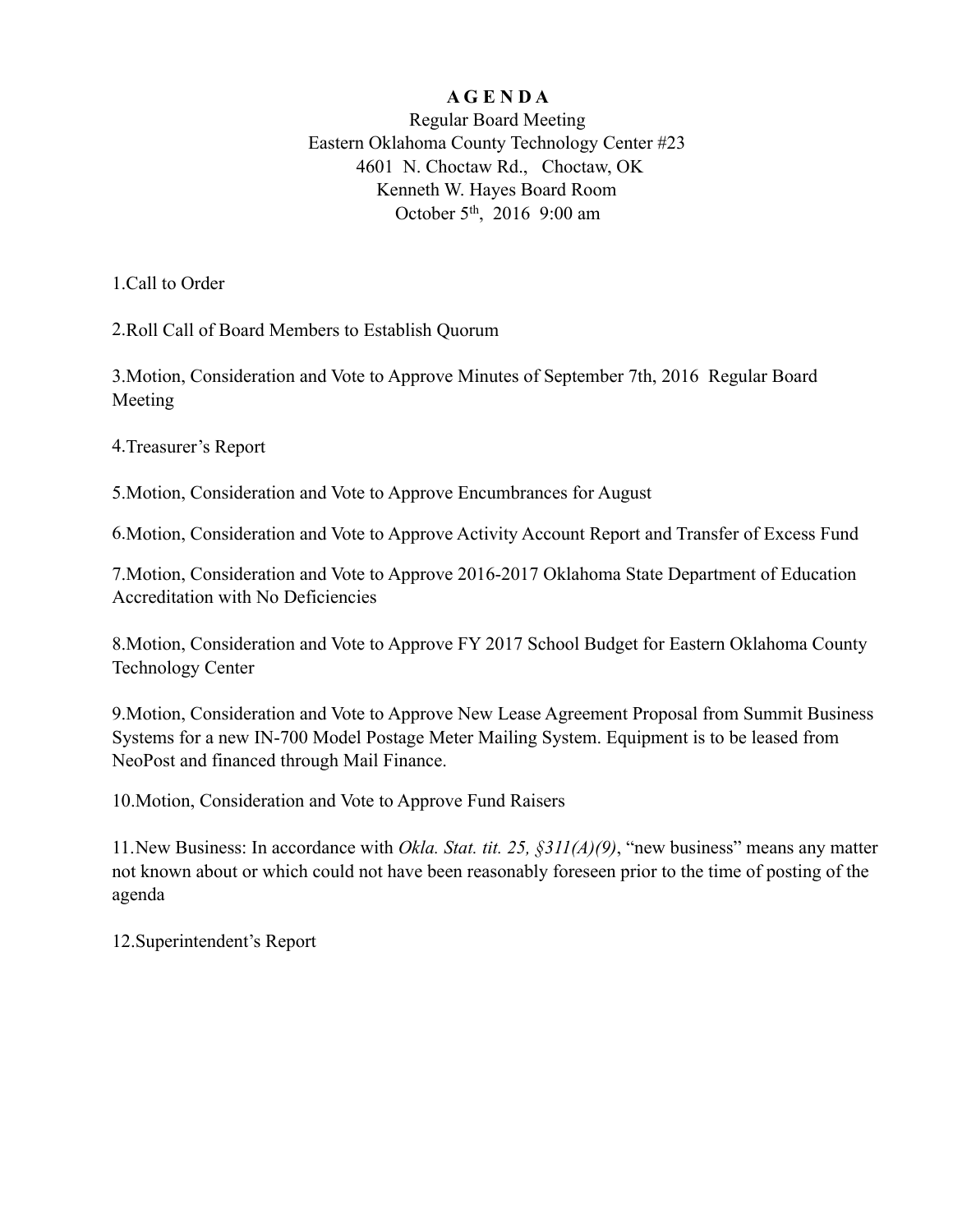# A G E N D A

Regular Board Meeting
Eastern Oklahoma County Technology Center #23
4601 N. Choctaw Rd., Choctaw, OK
Kenneth W. Hayes Board Room
October 5th, 2016 9:00 am

1.Call to Order

2.Roll Call of Board Members to Establish Quorum

3.Motion, Consideration and Vote to Approve Minutes of September 7th, 2016 Regular Board Meeting

4.Treasurer's Report

5.Motion, Consideration and Vote to Approve Encumbrances for August

6.Motion, Consideration and Vote to Approve Activity Account Report and Transfer of Excess Fund

7.Motion, Consideration and Vote to Approve 2016-2017 Oklahoma State Department of Education Accreditation with No Deficiencies

8.Motion, Consideration and Vote to Approve FY 2017 School Budget for Eastern Oklahoma County Technology Center

9.Motion, Consideration and Vote to Approve New Lease Agreement Proposal from Summit Business Systems for a new IN-700 Model Postage Meter Mailing System. Equipment is to be leased from NeoPost and financed through Mail Finance.

10.Motion, Consideration and Vote to Approve Fund Raisers

11.New Business: In accordance with *Okla. Stat. tit. 25, §311(A)(9)*, "new business" means any matter not known about or which could not have been reasonably foreseen prior to the time of posting of the agenda

12.Superintendent's Report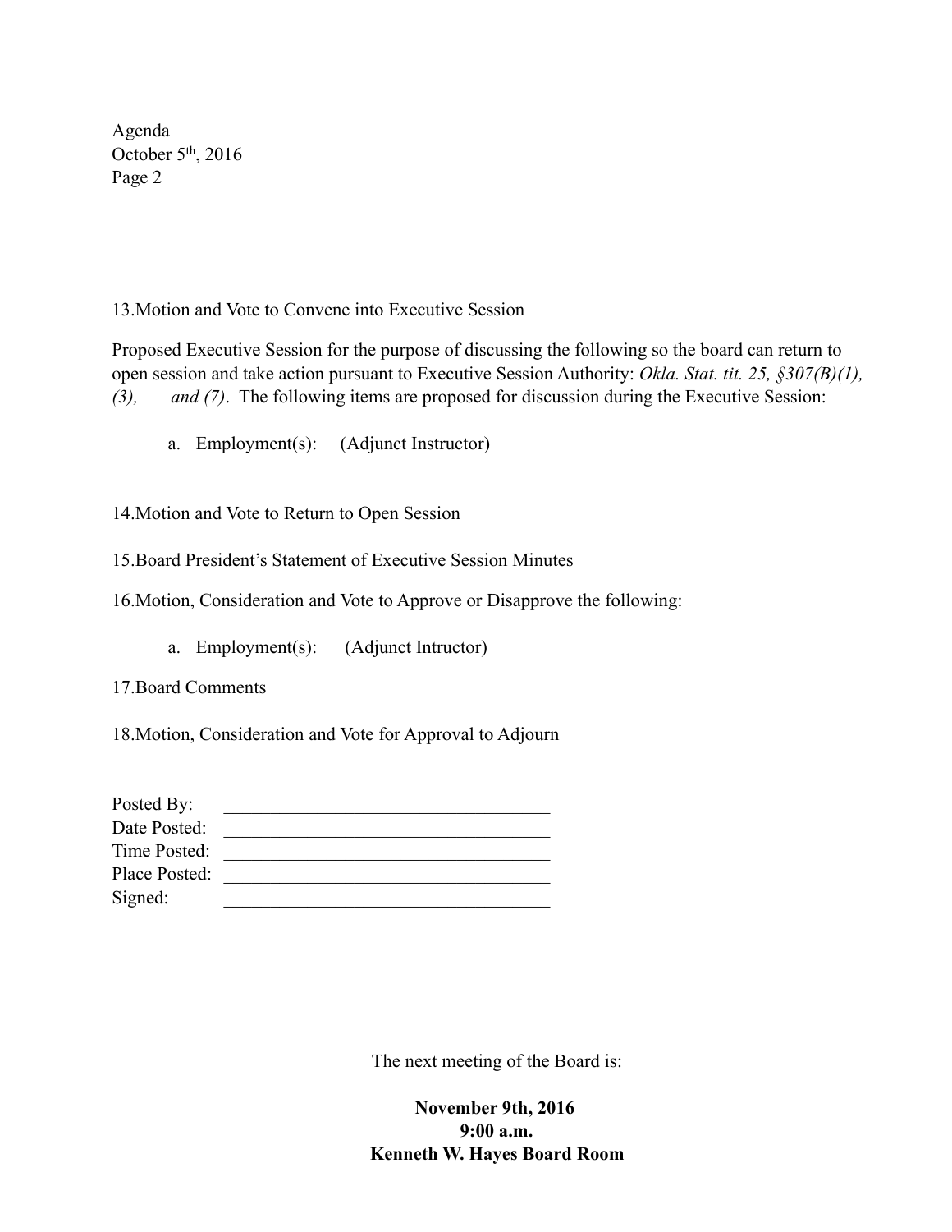13.Motion and Vote to Convene into Executive Session

Proposed Executive Session for the purpose of discussing the following so the board can return to open session and take action pursuant to Executive Session Authority: *Okla. Stat. tit. 25, §307(B)(1), (3), and (7)*. The following items are proposed for discussion during the Executive Session:

a. Employment(s): (Adjunct Instructor)

14.Motion and Vote to Return to Open Session

15.Board President's Statement of Executive Session Minutes

16.Motion, Consideration and Vote to Approve or Disapprove the following:

a. Employment(s): (Adjunct Intructor)

17.Board Comments

18.Motion, Consideration and Vote for Approval to Adjourn

Posted By: ___________________________________
Date Posted: ___________________________________
Time Posted: ___________________________________
Place Posted: ___________________________________
Signed: ___________________________________

The next meeting of the Board is:

**November 9th, 2016**
**9:00 a.m.**
**Kenneth W. Hayes Board Room**